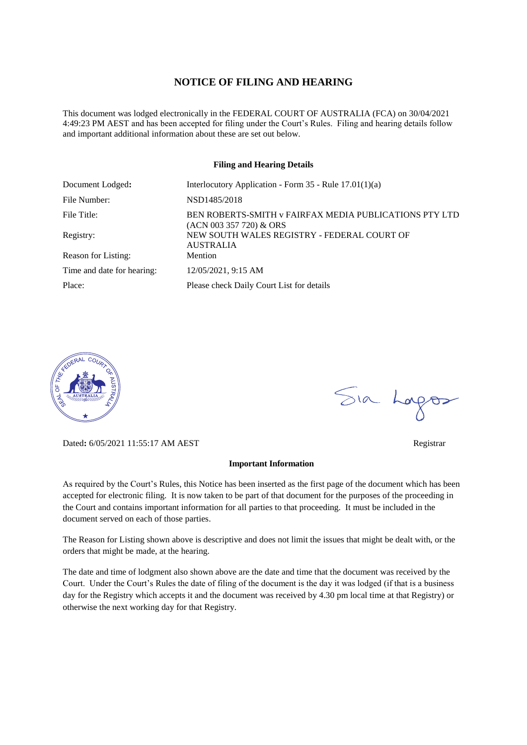# NOTICE OF FILING AND HEARING

This document was lodged electronically in the FEDERAL COURT OF AUSTRALIA (FCA) on 30/04/2021 4:49:23 PM AEST and has been accepted for filing under the Court's Rules. Filing and hearing details follow and important additional information about these are set out below.

**Filing and Hearing Details**

| | |
|---|---|
| Document Lodged**:** | Interlocutory Application - Form 35 - Rule 17.01(1)(a) |
| File Number: | NSD1485/2018 |
| File Title: | BEN ROBERTS-SMITH v FAIRFAX MEDIA PUBLICATIONS PTY LTD (ACN 003 357 720) & ORS |
| Registry: | NEW SOUTH WALES REGISTRY - FEDERAL COURT OF AUSTRALIA |
| Reason for Listing: | Mention |
| Time and date for hearing: | 12/05/2021, 9:15 AM |
| Place: | Please check Daily Court List for details |

Dated**:** 6/05/2021 11:55:17 AM AEST

Registrar

**Important Information**

As required by the Court's Rules, this Notice has been inserted as the first page of the document which has been accepted for electronic filing. It is now taken to be part of that document for the purposes of the proceeding in the Court and contains important information for all parties to that proceeding. It must be included in the document served on each of those parties.

The Reason for Listing shown above is descriptive and does not limit the issues that might be dealt with, or the orders that might be made, at the hearing.

The date and time of lodgment also shown above are the date and time that the document was received by the Court. Under the Court's Rules the date of filing of the document is the day it was lodged (if that is a business day for the Registry which accepts it and the document was received by 4.30 pm local time at that Registry) or otherwise the next working day for that Registry.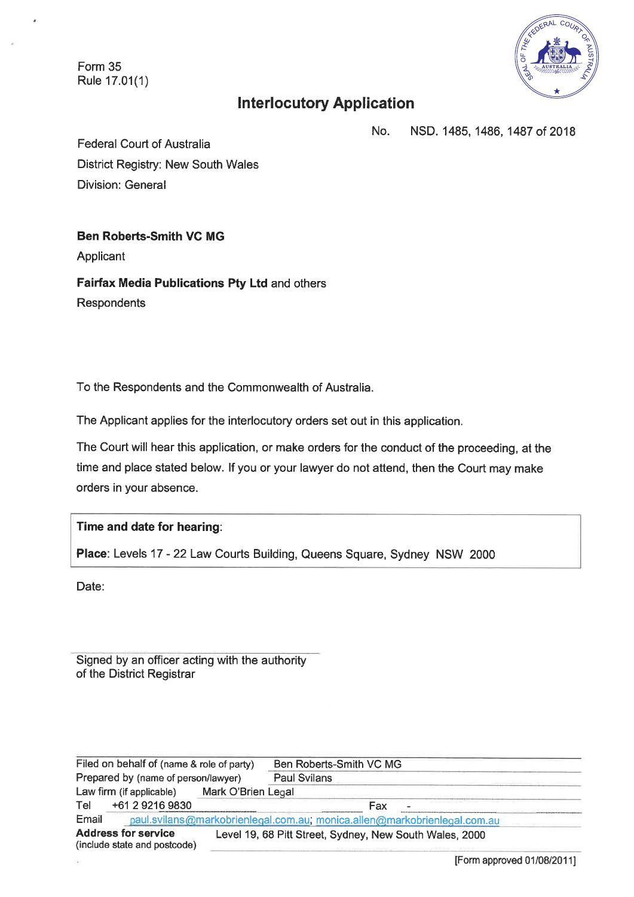Form 35
Rule 17.01(1)

# Interlocutory Application

No. NSD. 1485, 1486, 1487 of 2018

Federal Court of Australia
District Registry: New South Wales
Division: General

**Ben Roberts-Smith VC MG**
Applicant

**Fairfax Media Publications Pty Ltd** and others
Respondents

To the Respondents and the Commonwealth of Australia.

The Applicant applies for the interlocutory orders set out in this application.

The Court will hear this application, or make orders for the conduct of the proceeding, at the time and place stated below. If you or your lawyer do not attend, then the Court may make orders in your absence.

**Time and date for hearing**:

**Place**: Levels 17 - 22 Law Courts Building, Queens Square, Sydney NSW 2000

Date:

Signed by an officer acting with the authority of the District Registrar

| | |
|---|---|
| Filed on behalf of (name & role of party) | Ben Roberts-Smith VC MG |
| Prepared by (name of person/lawyer) | Paul Svilans |
| Law firm (if applicable) | Mark O'Brien Legal |
| Tel | +61 2 9216 9830 Fax - |
| Email | paul.svilans@markobrienlegal.com.au; monica.allen@markobrienlegal.com.au |
| **Address for service** (include state and postcode) | Level 19, 68 Pitt Street, Sydney, New South Wales, 2000 |

[Form approved 01/08/2011]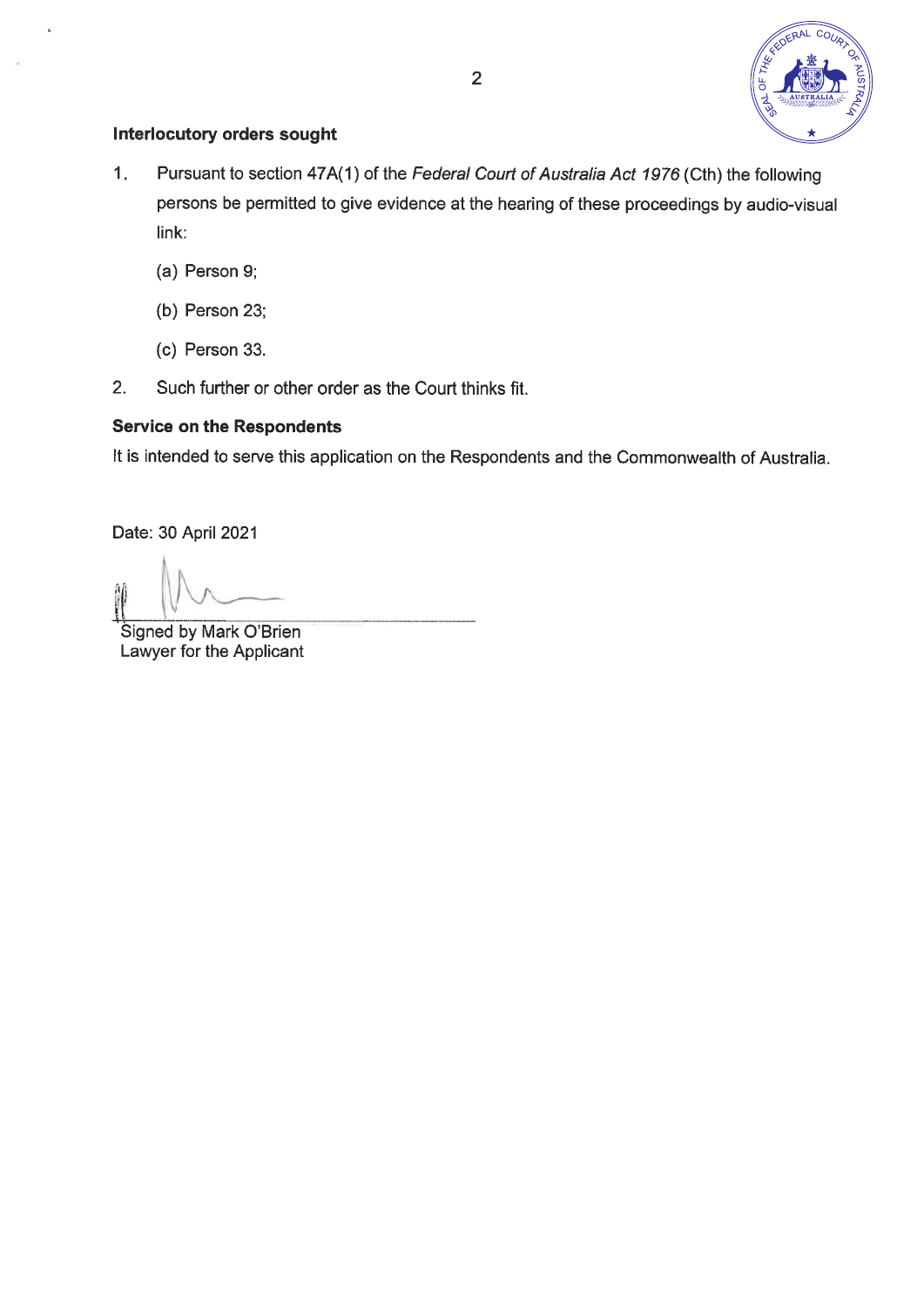**Interlocutory orders sought**

1. Pursuant to section 47A(1) of the *Federal Court of Australia Act 1976* (Cth) the following persons be permitted to give evidence at the hearing of these proceedings by audio-visual link:

   (a) Person 9;

   (b) Person 23;

   (c) Person 33.

2. Such further or other order as the Court thinks fit.

**Service on the Respondents**

It is intended to serve this application on the Respondents and the Commonwealth of Australia.

Date: 30 April 2021

Signed by Mark O'Brien
Lawyer for the Applicant